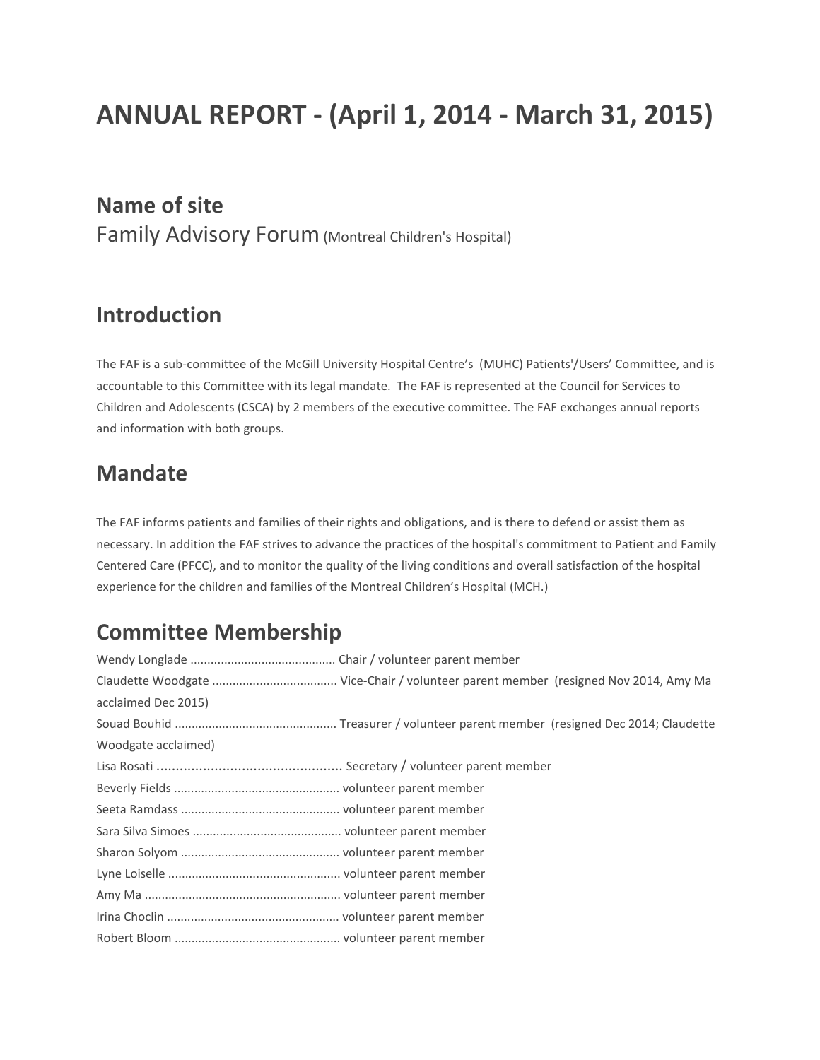# ANNUAL REPORT - (April 1, 2014 - March 31, 2015)

## Name of site

Family Advisory Forum (Montreal Children's Hospital)

## Introduction

The FAF is a sub-committee of the McGill University Hospital Centre's (MUHC) Patients'/Users' Committee, and is accountable to this Committee with its legal mandate. The FAF is represented at the Council for Services to Children and Adolescents (CSCA) by 2 members of the executive committee. The FAF exchanges annual reports and information with both groups.

## Mandate

The FAF informs patients and families of their rights and obligations, and is there to defend or assist them as necessary. In addition the FAF strives to advance the practices of the hospital's commitment to Patient and Family Centered Care (PFCC), and to monitor the quality of the living conditions and overall satisfaction of the hospital experience for the children and families of the Montreal Children's Hospital (MCH.)

## Committee Membership

Wendy Longlade .......................................... Chair / volunteer parent member
Claudette Woodgate .................................... Vice-Chair / volunteer parent member (resigned Nov 2014, Amy Ma acclaimed Dec 2015)
Souad Bouhid ............................................... Treasurer / volunteer parent member (resigned Dec 2014; Claudette Woodgate acclaimed)
Lisa Rosati ................................................ Secretary / volunteer parent member
Beverly Fields ................................................ volunteer parent member
Seeta Ramdass .............................................. volunteer parent member
Sara Silva Simoes ........................................... volunteer parent member
Sharon Solyom .............................................. volunteer parent member
Lyne Loiselle .................................................. volunteer parent member
Amy Ma ......................................................... volunteer parent member
Irina Choclin .................................................. volunteer parent member
Robert Bloom ................................................ volunteer parent member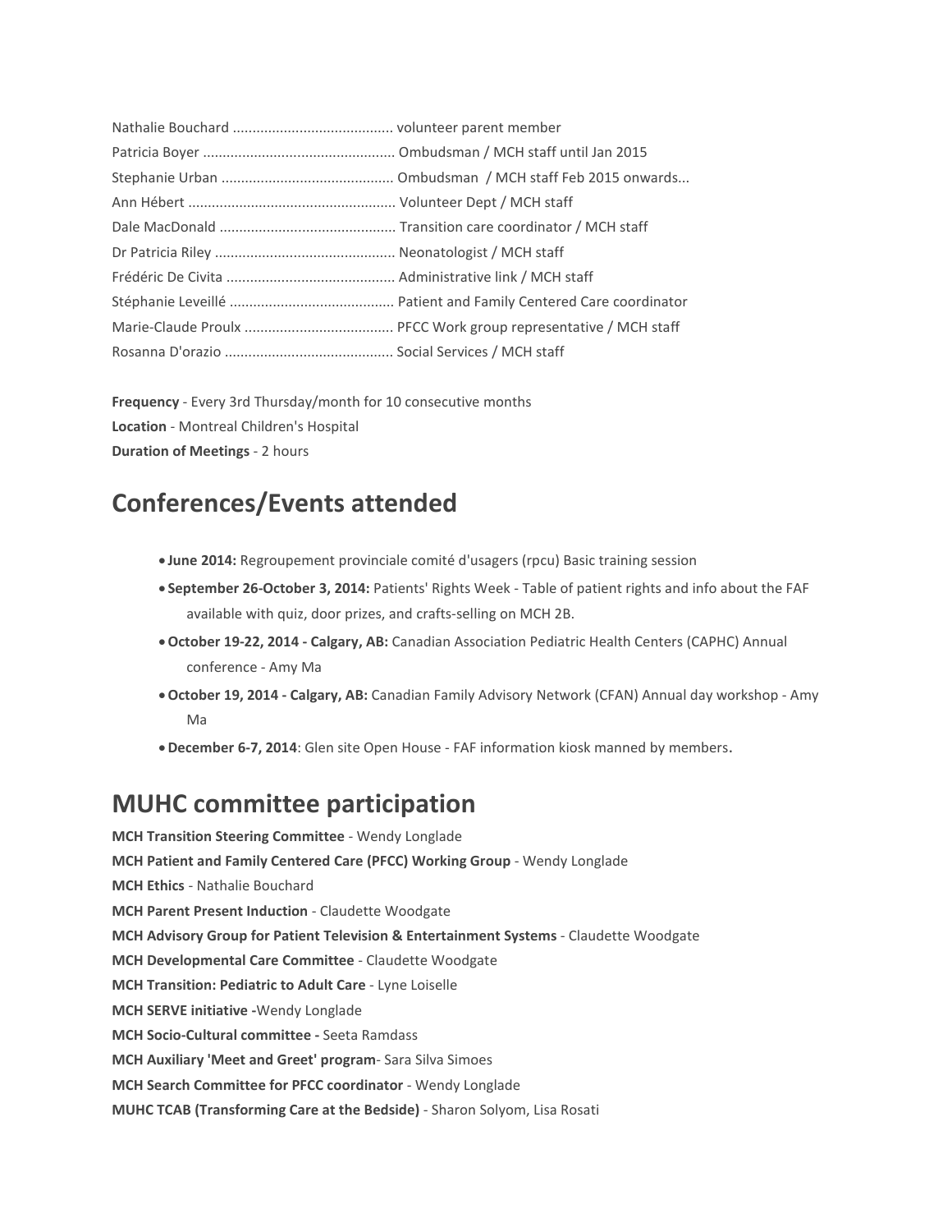Nathalie Bouchard ........................................ volunteer parent member
Patricia Boyer ................................................ Ombudsman / MCH staff until Jan 2015
Stephanie Urban ........................................... Ombudsman / MCH staff Feb 2015 onwards...
Ann Hébert .................................................... Volunteer Dept / MCH staff
Dale MacDonald ............................................ Transition care coordinator / MCH staff
Dr Patricia Riley ............................................. Neonatologist / MCH staff
Frédéric De Civita .......................................... Administrative link / MCH staff
Stéphanie Leveillé ......................................... Patient and Family Centered Care coordinator
Marie-Claude Proulx ..................................... PFCC Work group representative / MCH staff
Rosanna D'orazio .......................................... Social Services / MCH staff

**Frequency** - Every 3rd Thursday/month for 10 consecutive months
**Location** - Montreal Children's Hospital
**Duration of Meetings** - 2 hours

## Conferences/Events attended

- **June 2014:** Regroupement provinciale comité d'usagers (rpcu) Basic training session
- **September 26-October 3, 2014:** Patients' Rights Week - Table of patient rights and info about the FAF available with quiz, door prizes, and crafts-selling on MCH 2B.
- **October 19-22, 2014 - Calgary, AB:** Canadian Association Pediatric Health Centers (CAPHC) Annual conference - Amy Ma
- **October 19, 2014 - Calgary, AB:** Canadian Family Advisory Network (CFAN) Annual day workshop - Amy Ma
- **December 6-7, 2014**: Glen site Open House - FAF information kiosk manned by members.

## MUHC committee participation

**MCH Transition Steering Committee** - Wendy Longlade
**MCH Patient and Family Centered Care (PFCC) Working Group** - Wendy Longlade
**MCH Ethics** - Nathalie Bouchard
**MCH Parent Present Induction** - Claudette Woodgate
**MCH Advisory Group for Patient Television & Entertainment Systems** - Claudette Woodgate
**MCH Developmental Care Committee** - Claudette Woodgate
**MCH Transition: Pediatric to Adult Care** - Lyne Loiselle
**MCH SERVE initiative -**Wendy Longlade
**MCH Socio-Cultural committee -** Seeta Ramdass
**MCH Auxiliary 'Meet and Greet' program**- Sara Silva Simoes
**MCH Search Committee for PFCC coordinator** - Wendy Longlade
**MUHC TCAB (Transforming Care at the Bedside)** - Sharon Solyom, Lisa Rosati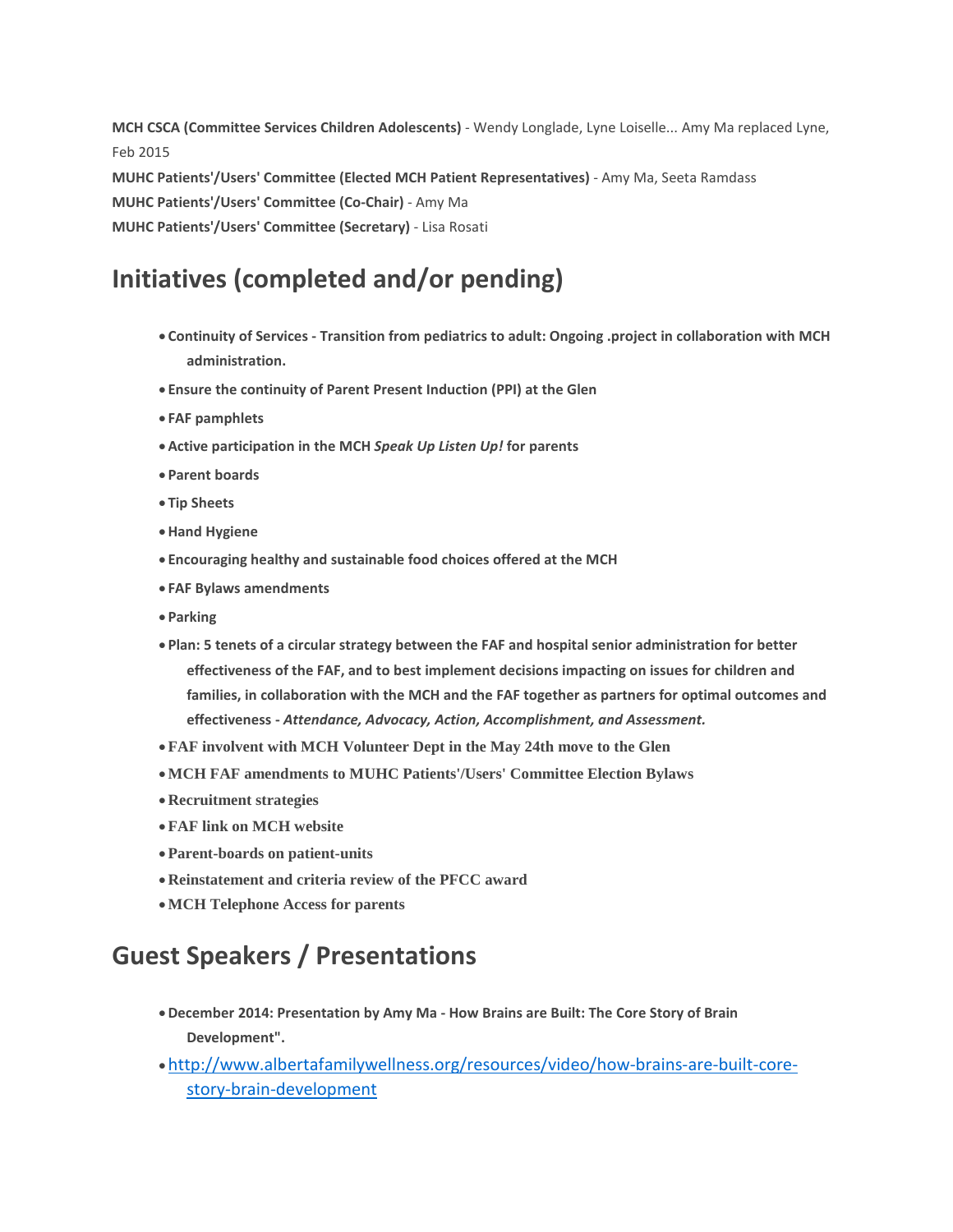**MCH CSCA (Committee Services Children Adolescents)** - Wendy Longlade, Lyne Loiselle... Amy Ma replaced Lyne, Feb 2015

**MUHC Patients'/Users' Committee (Elected MCH Patient Representatives)** - Amy Ma, Seeta Ramdass

**MUHC Patients'/Users' Committee (Co-Chair)** - Amy Ma

**MUHC Patients'/Users' Committee (Secretary)** - Lisa Rosati

## Initiatives (completed and/or pending)

- **Continuity of Services - Transition from pediatrics to adult: Ongoing .project in collaboration with MCH administration.**
- **Ensure the continuity of Parent Present Induction (PPI) at the Glen**
- **FAF pamphlets**
- **Active participation in the MCH *Speak Up Listen Up!* for parents**
- **Parent boards**
- **Tip Sheets**
- **Hand Hygiene**
- **Encouraging healthy and sustainable food choices offered at the MCH**
- **FAF Bylaws amendments**
- **Parking**
- **Plan: 5 tenets of a circular strategy between the FAF and hospital senior administration for better effectiveness of the FAF, and to best implement decisions impacting on issues for children and families, in collaboration with the MCH and the FAF together as partners for optimal outcomes and effectiveness - *Attendance, Advocacy, Action, Accomplishment, and Assessment.***
- **FAF involvent with MCH Volunteer Dept in the May 24th move to the Glen**
- **MCH FAF amendments to MUHC Patients'/Users' Committee Election Bylaws**
- **Recruitment strategies**
- **FAF link on MCH website**
- **Parent-boards on patient-units**
- **Reinstatement and criteria review of the PFCC award**
- **MCH Telephone Access for parents**

## Guest Speakers / Presentations

- **December 2014: Presentation by Amy Ma - How Brains are Built: The Core Story of Brain Development".**
- [http://www.albertafamilywellness.org/resources/video/how-brains-are-built-core-story-brain-development](http://www.albertafamilywellness.org/resources/video/how-brains-are-built-core-story-brain-development)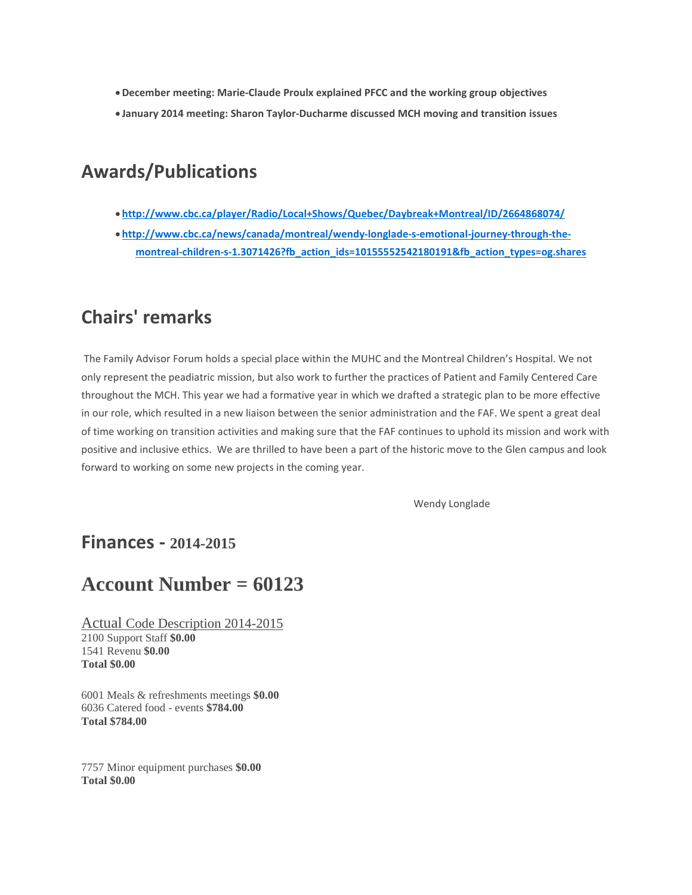- **December meeting: Marie-Claude Proulx explained PFCC and the working group objectives**
- **January 2014 meeting: Sharon Taylor-Ducharme discussed MCH moving and transition issues**

## Awards/Publications

- **http://www.cbc.ca/player/Radio/Local+Shows/Quebec/Daybreak+Montreal/ID/2664868074/**
- **http://www.cbc.ca/news/canada/montreal/wendy-longlade-s-emotional-journey-through-the-montreal-children-s-1.3071426?fb_action_ids=10155552542180191&fb_action_types=og.shares**

## Chairs' remarks

The Family Advisor Forum holds a special place within the MUHC and the Montreal Children's Hospital. We not only represent the peadiatric mission, but also work to further the practices of Patient and Family Centered Care throughout the MCH. This year we had a formative year in which we drafted a strategic plan to be more effective in our role, which resulted in a new liaison between the senior administration and the FAF. We spent a great deal of time working on transition activities and making sure that the FAF continues to uphold its mission and work with positive and inclusive ethics. We are thrilled to have been a part of the historic move to the Glen campus and look forward to working on some new projects in the coming year.

Wendy Longlade

## Finances - 2014-2015

# Account Number = 60123

Actual Code Description 2014-2015

2100 Support Staff **$0.00**
1541 Revenu **$0.00**
**Total $0.00**

6001 Meals & refreshments meetings **$0.00**
6036 Catered food - events **$784.00**
**Total $784.00**

7757 Minor equipment purchases **$0.00**
**Total $0.00**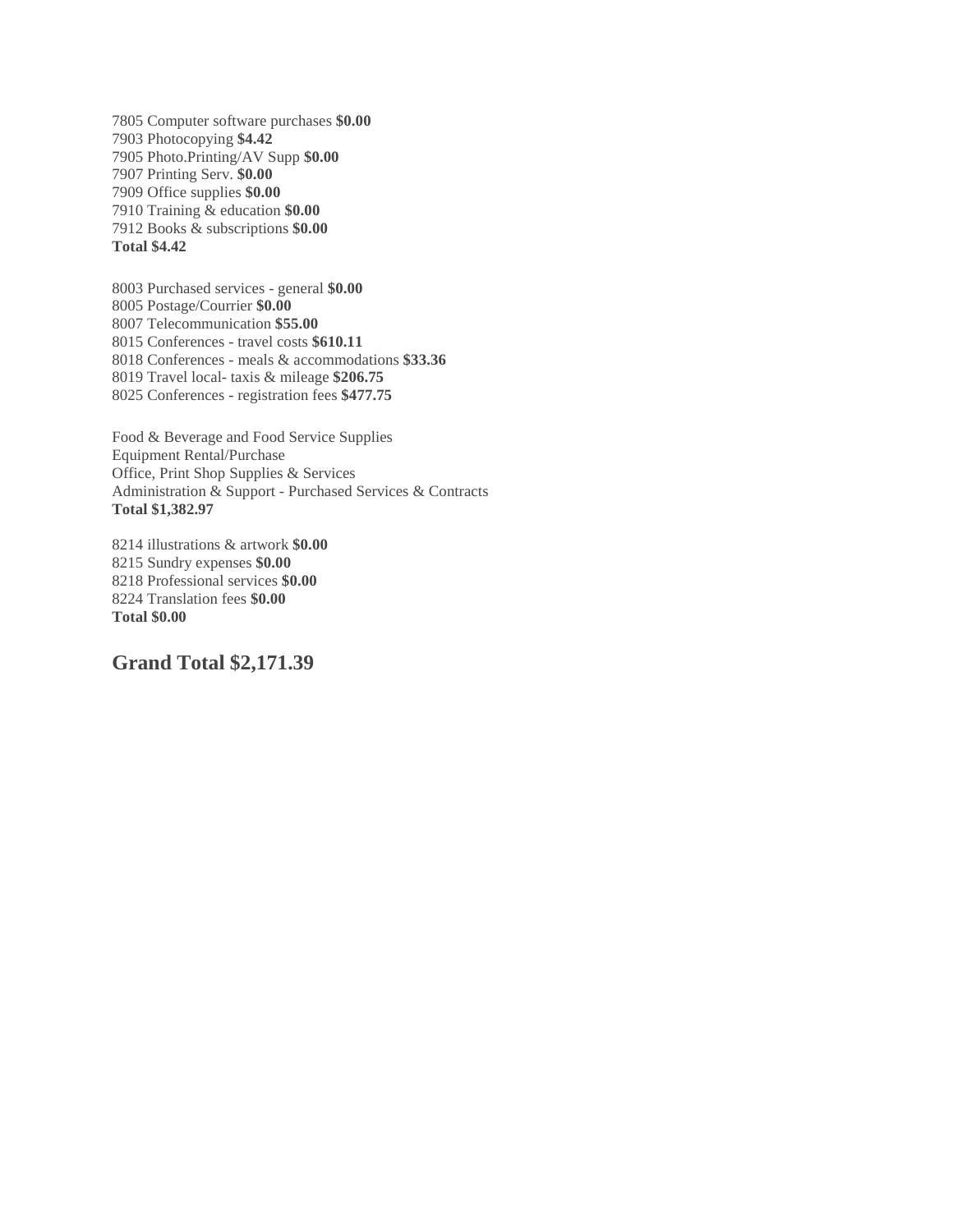7805 Computer software purchases **$0.00**
7903 Photocopying **$4.42**
7905 Photo.Printing/AV Supp **$0.00**
7907 Printing Serv. **$0.00**
7909 Office supplies **$0.00**
7910 Training & education **$0.00**
7912 Books & subscriptions **$0.00**
**Total $4.42**

8003 Purchased services - general **$0.00**
8005 Postage/Courrier **$0.00**
8007 Telecommunication **$55.00**
8015 Conferences - travel costs **$610.11**
8018 Conferences - meals & accommodations **$33.36**
8019 Travel local- taxis & mileage **$206.75**
8025 Conferences - registration fees **$477.75**

Food & Beverage and Food Service Supplies
Equipment Rental/Purchase
Office, Print Shop Supplies & Services
Administration & Support - Purchased Services & Contracts
**Total $1,382.97**

8214 illustrations & artwork **$0.00**
8215 Sundry expenses **$0.00**
8218 Professional services **$0.00**
8224 Translation fees **$0.00**
**Total $0.00**

## Grand Total $2,171.39